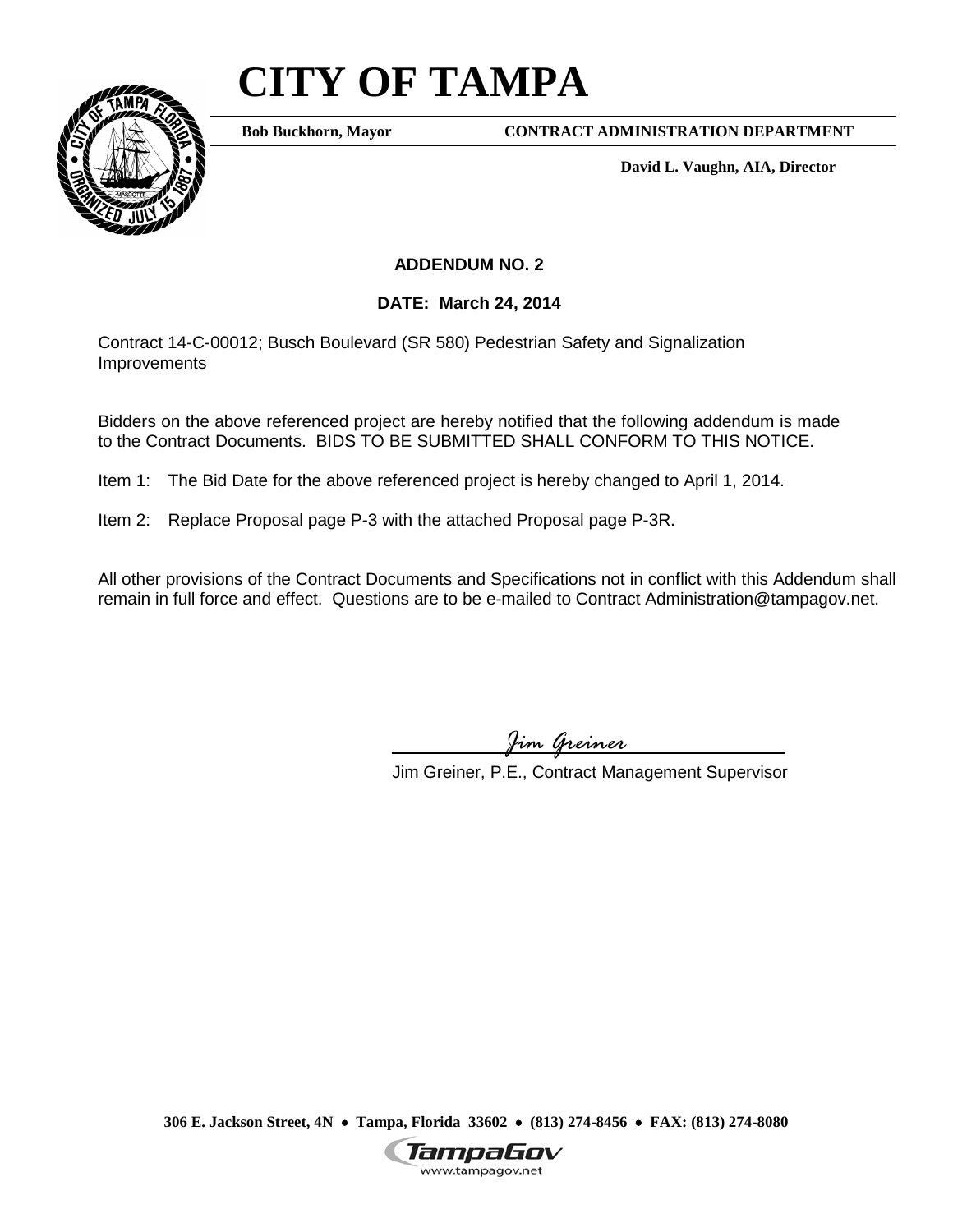# CITY OF TAMPA

**Bob Buckhorn, Mayor** **CONTRACT ADMINISTRATION DEPARTMENT**

**David L. Vaughn, AIA, Director**

**ADDENDUM NO. 2**

**DATE: March 24, 2014**

Contract 14-C-00012; Busch Boulevard (SR 580) Pedestrian Safety and Signalization Improvements

Bidders on the above referenced project are hereby notified that the following addendum is made to the Contract Documents. BIDS TO BE SUBMITTED SHALL CONFORM TO THIS NOTICE.

Item 1: The Bid Date for the above referenced project is hereby changed to April 1, 2014.

Item 2: Replace Proposal page P-3 with the attached Proposal page P-3R.

All other provisions of the Contract Documents and Specifications not in conflict with this Addendum shall remain in full force and effect. Questions are to be e-mailed to Contract Administration@tampagov.net.

*Jim Greiner*

Jim Greiner, P.E., Contract Management Supervisor

**306 E. Jackson Street, 4N • Tampa, Florida 33602 • (813) 274-8456 • FAX: (813) 274-8080**

TampaGov
www.tampagov.net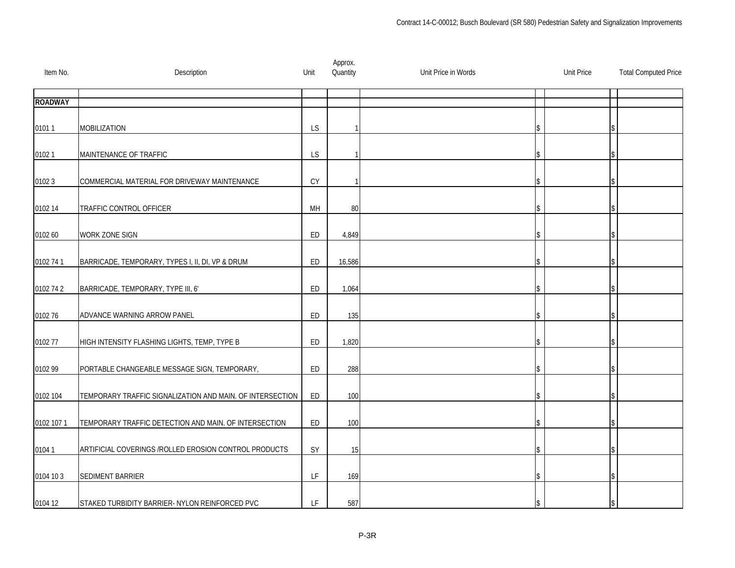| Item No. | Description | Unit | Approx. Quantity | Unit Price in Words | Unit Price | Total Computed Price |
|---|---|---|---|---|---|---|
| **ROADWAY** | | | | | | |
| 0101 1 | MOBILIZATION | LS | 1 | | $ | $ |
| 0102 1 | MAINTENANCE OF TRAFFIC | LS | 1 | | $ | $ |
| 0102 3 | COMMERCIAL MATERIAL FOR DRIVEWAY MAINTENANCE | CY | 1 | | $ | $ |
| 0102 14 | TRAFFIC CONTROL OFFICER | MH | 80 | | $ | $ |
| 0102 60 | WORK ZONE SIGN | ED | 4,849 | | $ | $ |
| 0102 74 1 | BARRICADE, TEMPORARY, TYPES I, II, DI, VP & DRUM | ED | 16,586 | | $ | $ |
| 0102 74 2 | BARRICADE, TEMPORARY, TYPE III, 6' | ED | 1,064 | | $ | $ |
| 0102 76 | ADVANCE WARNING ARROW PANEL | ED | 135 | | $ | $ |
| 0102 77 | HIGH INTENSITY FLASHING LIGHTS, TEMP, TYPE B | ED | 1,820 | | $ | $ |
| 0102 99 | PORTABLE CHANGEABLE MESSAGE SIGN, TEMPORARY, | ED | 288 | | $ | $ |
| 0102 104 | TEMPORARY TRAFFIC SIGNALIZATION AND MAIN. OF INTERSECTION | ED | 100 | | $ | $ |
| 0102 107 1 | TEMPORARY TRAFFIC DETECTION AND MAIN. OF INTERSECTION | ED | 100 | | $ | $ |
| 0104 1 | ARTIFICIAL COVERINGS /ROLLED EROSION CONTROL PRODUCTS | SY | 15 | | $ | $ |
| 0104 10 3 | SEDIMENT BARRIER | LF | 169 | | $ | $ |
| 0104 12 | STAKED TURBIDITY BARRIER- NYLON REINFORCED PVC | LF | 587 | | $ | $ |